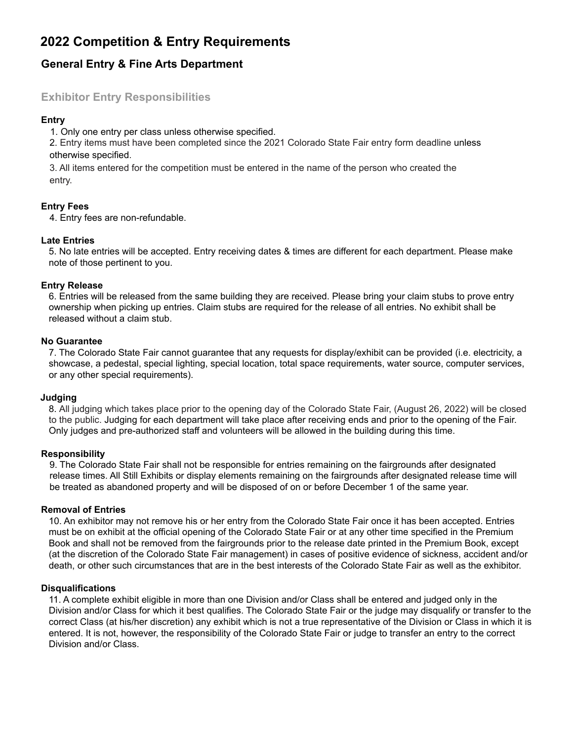# 2022 Competition & Entry Requirements

## General Entry & Fine Arts Department

### Exhibitor Entry Responsibilities

**Entry**

1. Only one entry per class unless otherwise specified.
2. Entry items must have been completed since the 2021 Colorado State Fair entry form deadline unless otherwise specified.
3. All items entered for the competition must be entered in the name of the person who created the entry.

**Entry Fees**

4. Entry fees are non-refundable.

**Late Entries**

5. No late entries will be accepted. Entry receiving dates & times are different for each department. Please make note of those pertinent to you.

**Entry Release**

6. Entries will be released from the same building they are received. Please bring your claim stubs to prove entry ownership when picking up entries. Claim stubs are required for the release of all entries. No exhibit shall be released without a claim stub.

**No Guarantee**

7. The Colorado State Fair cannot guarantee that any requests for display/exhibit can be provided (i.e. electricity, a showcase, a pedestal, special lighting, special location, total space requirements, water source, computer services, or any other special requirements).

**Judging**

8. All judging which takes place prior to the opening day of the Colorado State Fair, (August 26, 2022) will be closed to the public. Judging for each department will take place after receiving ends and prior to the opening of the Fair. Only judges and pre-authorized staff and volunteers will be allowed in the building during this time.

**Responsibility**

9. The Colorado State Fair shall not be responsible for entries remaining on the fairgrounds after designated release times. All Still Exhibits or display elements remaining on the fairgrounds after designated release time will be treated as abandoned property and will be disposed of on or before December 1 of the same year.

**Removal of Entries**

10. An exhibitor may not remove his or her entry from the Colorado State Fair once it has been accepted. Entries must be on exhibit at the official opening of the Colorado State Fair or at any other time specified in the Premium Book and shall not be removed from the fairgrounds prior to the release date printed in the Premium Book, except (at the discretion of the Colorado State Fair management) in cases of positive evidence of sickness, accident and/or death, or other such circumstances that are in the best interests of the Colorado State Fair as well as the exhibitor.

**Disqualifications**

11. A complete exhibit eligible in more than one Division and/or Class shall be entered and judged only in the Division and/or Class for which it best qualifies. The Colorado State Fair or the judge may disqualify or transfer to the correct Class (at his/her discretion) any exhibit which is not a true representative of the Division or Class in which it is entered. It is not, however, the responsibility of the Colorado State Fair or judge to transfer an entry to the correct Division and/or Class.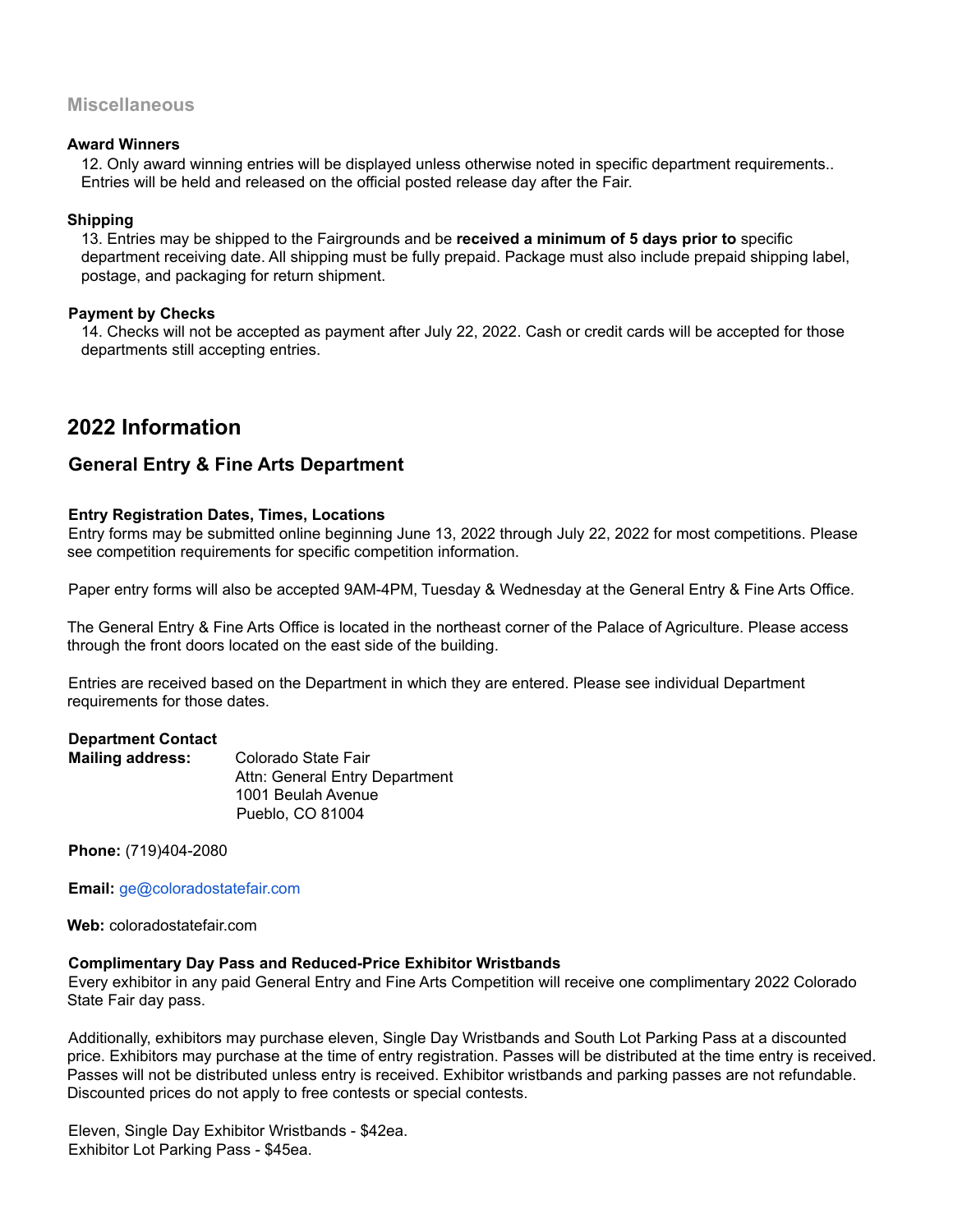### Miscellaneous

**Award Winners**

12. Only award winning entries will be displayed unless otherwise noted in specific department requirements.. Entries will be held and released on the official posted release day after the Fair.

**Shipping**

13. Entries may be shipped to the Fairgrounds and be **received a minimum of 5 days prior to** specific department receiving date. All shipping must be fully prepaid. Package must also include prepaid shipping label, postage, and packaging for return shipment.

**Payment by Checks**

14. Checks will not be accepted as payment after July 22, 2022. Cash or credit cards will be accepted for those departments still accepting entries.

## 2022 Information

### General Entry & Fine Arts Department

**Entry Registration Dates, Times, Locations**

Entry forms may be submitted online beginning June 13, 2022 through July 22, 2022 for most competitions. Please see competition requirements for specific competition information.

Paper entry forms will also be accepted 9AM-4PM, Tuesday & Wednesday at the General Entry & Fine Arts Office.

The General Entry & Fine Arts Office is located in the northeast corner of the Palace of Agriculture. Please access through the front doors located on the east side of the building.

Entries are received based on the Department in which they are entered. Please see individual Department requirements for those dates.

**Department Contact**

**Mailing address:**
Colorado State Fair
Attn: General Entry Department
1001 Beulah Avenue
Pueblo, CO 81004

**Phone:** (719)404-2080

**Email:** ge@coloradostatefair.com

**Web:** coloradostatefair.com

**Complimentary Day Pass and Reduced-Price Exhibitor Wristbands**

Every exhibitor in any paid General Entry and Fine Arts Competition will receive one complimentary 2022 Colorado State Fair day pass.

Additionally, exhibitors may purchase eleven, Single Day Wristbands and South Lot Parking Pass at a discounted price. Exhibitors may purchase at the time of entry registration. Passes will be distributed at the time entry is received. Passes will not be distributed unless entry is received. Exhibitor wristbands and parking passes are not refundable. Discounted prices do not apply to free contests or special contests.

Eleven, Single Day Exhibitor Wristbands - $42ea.
Exhibitor Lot Parking Pass - $45ea.